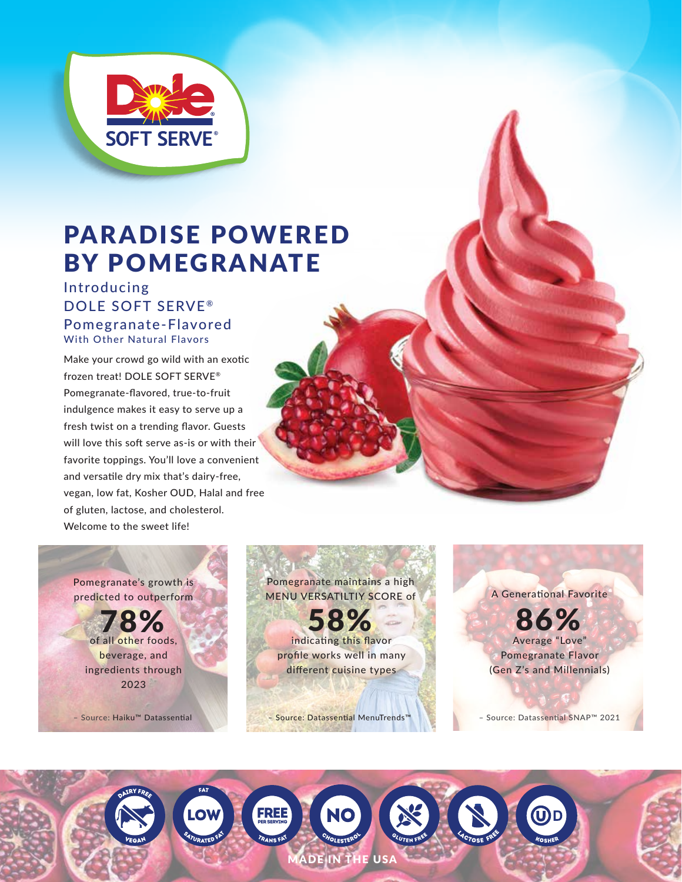Dole SOFT SERVE®

# PARADISE POWERED BY POMEGRANATE

## Introducing DOLE SOFT SERVE® Pomegranate-Flavored

### With Other Natural Flavors

Make your crowd go wild with an exotic frozen treat! DOLE SOFT SERVE® Pomegranate-flavored, true-to-fruit indulgence makes it easy to serve up a fresh twist on a trending flavor. Guests will love this soft serve as-is or with their favorite toppings. You'll love a convenient and versatile dry mix that's dairy-free, vegan, low fat, Kosher OUD, Halal and free of gluten, lactose, and cholesterol. Welcome to the sweet life!

Pomegranate's growth is predicted to outperform

**78%**

of all other foods, beverage, and ingredients through 2023

– Source: Haiku™ Datassential

Pomegranate maintains a high MENU VERSATILTIY SCORE of

**58%**

indicating this flavor profile works well in many different cuisine types

– Source: Datassential MenuTrends™

A Generational Favorite

**86%**

Average "Love" Pomegranate Flavor (Gen Z's and Millennials)

– Source: Datassential SNAP™ 2021

DAIRY FREE VEGAN · LOW FAT SATURATED FAT · FREE PER SERVING TRANS FAT · NO CHOLESTEROL · GLUTEN FREE · LACTOSE FREE · KOSHER

MADE IN THE USA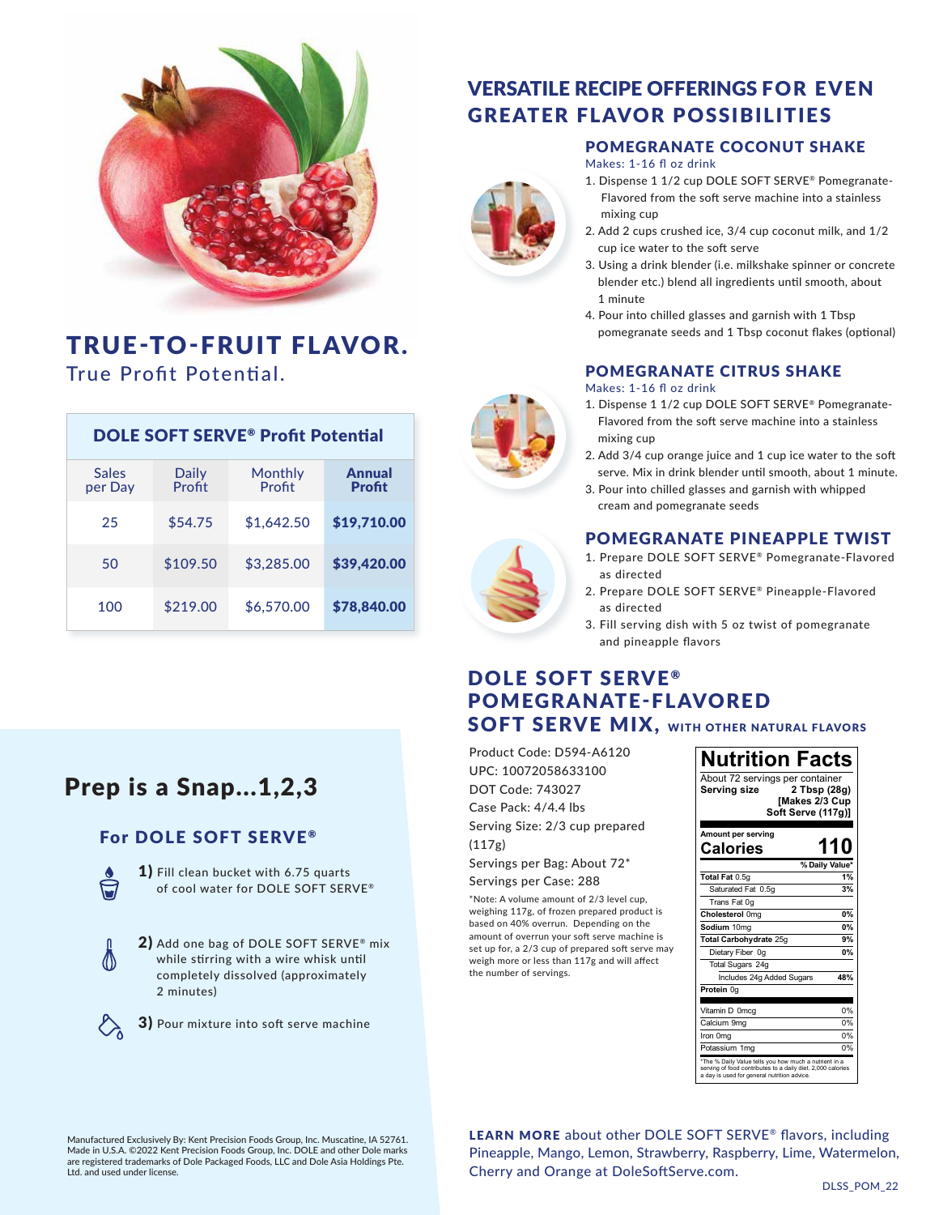# TRUE-TO-FRUIT FLAVOR.

True Profit Potential.

| DOLE SOFT SERVE® Profit Potential | | | |
|---|---|---|---|
| Sales per Day | Daily Profit | Monthly Profit | **Annual Profit** |
| 25 | $54.75 | $1,642.50 | **$19,710.00** |
| 50 | $109.50 | $3,285.00 | **$39,420.00** |
| 100 | $219.00 | $6,570.00 | **$78,840.00** |

## Prep is a Snap...1,2,3

### For DOLE SOFT SERVE®

**1)** Fill clean bucket with 6.75 quarts of cool water for DOLE SOFT SERVE®

**2)** Add one bag of DOLE SOFT SERVE® mix while stirring with a wire whisk until completely dissolved (approximately 2 minutes)

**3)** Pour mixture into soft serve machine

Manufactured Exclusively By: Kent Precision Foods Group, Inc. Muscatine, IA 52761. Made in U.S.A. ©2022 Kent Precision Foods Group, Inc. DOLE and other Dole marks are registered trademarks of Dole Packaged Foods, LLC and Dole Asia Holdings Pte. Ltd. and used under license.

## VERSATILE RECIPE OFFERINGS FOR EVEN GREATER FLAVOR POSSIBILITIES

### POMEGRANATE COCONUT SHAKE

Makes: 1-16 fl oz drink

1. Dispense 1 1/2 cup DOLE SOFT SERVE® Pomegranate-Flavored from the soft serve machine into a stainless mixing cup
2. Add 2 cups crushed ice, 3/4 cup coconut milk, and 1/2 cup ice water to the soft serve
3. Using a drink blender (i.e. milkshake spinner or concrete blender etc.) blend all ingredients until smooth, about 1 minute
4. Pour into chilled glasses and garnish with 1 Tbsp pomegranate seeds and 1 Tbsp coconut flakes (optional)

### POMEGRANATE CITRUS SHAKE

Makes: 1-16 fl oz drink

1. Dispense 1 1/2 cup DOLE SOFT SERVE® Pomegranate-Flavored from the soft serve machine into a stainless mixing cup
2. Add 3/4 cup orange juice and 1 cup ice water to the soft serve. Mix in drink blender until smooth, about 1 minute.
3. Pour into chilled glasses and garnish with whipped cream and pomegranate seeds

### POMEGRANATE PINEAPPLE TWIST

1. Prepare DOLE SOFT SERVE® Pomegranate-Flavored as directed
2. Prepare DOLE SOFT SERVE® Pineapple-Flavored as directed
3. Fill serving dish with 5 oz twist of pomegranate and pineapple flavors

## DOLE SOFT SERVE® POMEGRANATE-FLAVORED SOFT SERVE MIX, WITH OTHER NATURAL FLAVORS

Product Code: D594-A6120
UPC: 10072058633100
DOT Code: 743027
Case Pack: 4/4.4 lbs
Serving Size: 2/3 cup prepared (117g)
Servings per Bag: About 72*
Servings per Case: 288

*Note: A volume amount of 2/3 level cup, weighing 117g, of frozen prepared product is based on 40% overrun. Depending on the amount of overrun your soft serve machine is set up for, a 2/3 cup of prepared soft serve may weigh more or less than 117g and will affect the number of servings.

**Nutrition Facts**

About 72 servings per container
**Serving size** 2 Tbsp (28g) [Makes 2/3 Cup Soft Serve (117g)]

| Amount per serving | |
|---|---|
| **Calories** | **110** |
| | **% Daily Value*** |
| **Total Fat** 0.5g | 1% |
| Saturated Fat 0.5g | 3% |
| Trans Fat 0g | |
| **Cholesterol** 0mg | 0% |
| **Sodium** 10mg | 0% |
| **Total Carbohydrate** 25g | 9% |
| Dietary Fiber 0g | 0% |
| Total Sugars 24g | |
| Includes 24g Added Sugars | 48% |
| **Protein** 0g | |
| Vitamin D 0mcg | 0% |
| Calcium 9mg | 0% |
| Iron 0mg | 0% |
| Potassium 1mg | 0% |

*The % Daily Value tells you how much a nutrient in a serving of food contributes to a daily diet. 2,000 calories a day is used for general nutrition advice.

**LEARN MORE** about other DOLE SOFT SERVE® flavors, including Pineapple, Mango, Lemon, Strawberry, Raspberry, Lime, Watermelon, Cherry and Orange at DoleSoftServe.com.

DLSS_POM_22